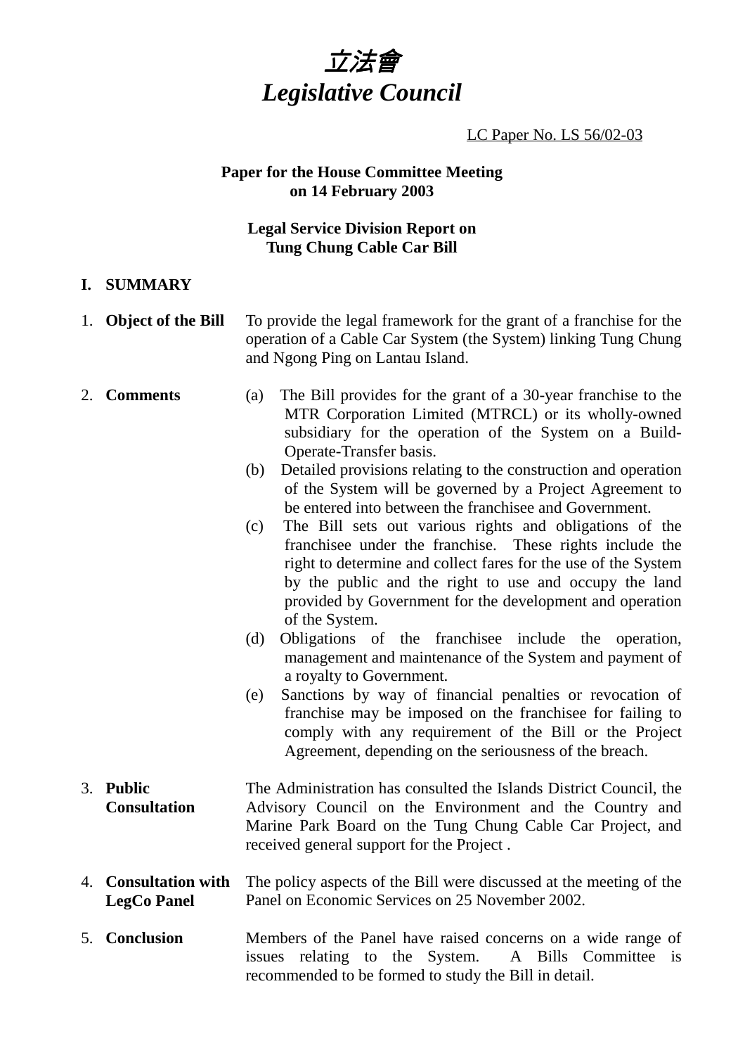# *立法會*
# *Legislative Council*

LC Paper No. LS 56/02-03

**Paper for the House Committee Meeting on 14 February 2003**

**Legal Service Division Report on Tung Chung Cable Car Bill**

## I. SUMMARY

1. **Object of the Bill**

   To provide the legal framework for the grant of a franchise for the operation of a Cable Car System (the System) linking Tung Chung and Ngong Ping on Lantau Island.

2. **Comments**

   (a) The Bill provides for the grant of a 30-year franchise to the MTR Corporation Limited (MTRCL) or its wholly-owned subsidiary for the operation of the System on a Build-Operate-Transfer basis.

   (b) Detailed provisions relating to the construction and operation of the System will be governed by a Project Agreement to be entered into between the franchisee and Government.

   (c) The Bill sets out various rights and obligations of the franchisee under the franchise. These rights include the right to determine and collect fares for the use of the System by the public and the right to use and occupy the land provided by Government for the development and operation of the System.

   (d) Obligations of the franchisee include the operation, management and maintenance of the System and payment of a royalty to Government.

   (e) Sanctions by way of financial penalties or revocation of franchise may be imposed on the franchisee for failing to comply with any requirement of the Bill or the Project Agreement, depending on the seriousness of the breach.

3. **Public Consultation**

   The Administration has consulted the Islands District Council, the Advisory Council on the Environment and the Country and Marine Park Board on the Tung Chung Cable Car Project, and received general support for the Project .

4. **Consultation with LegCo Panel**

   The policy aspects of the Bill were discussed at the meeting of the Panel on Economic Services on 25 November 2002.

5. **Conclusion**

   Members of the Panel have raised concerns on a wide range of issues relating to the System. A Bills Committee is recommended to be formed to study the Bill in detail.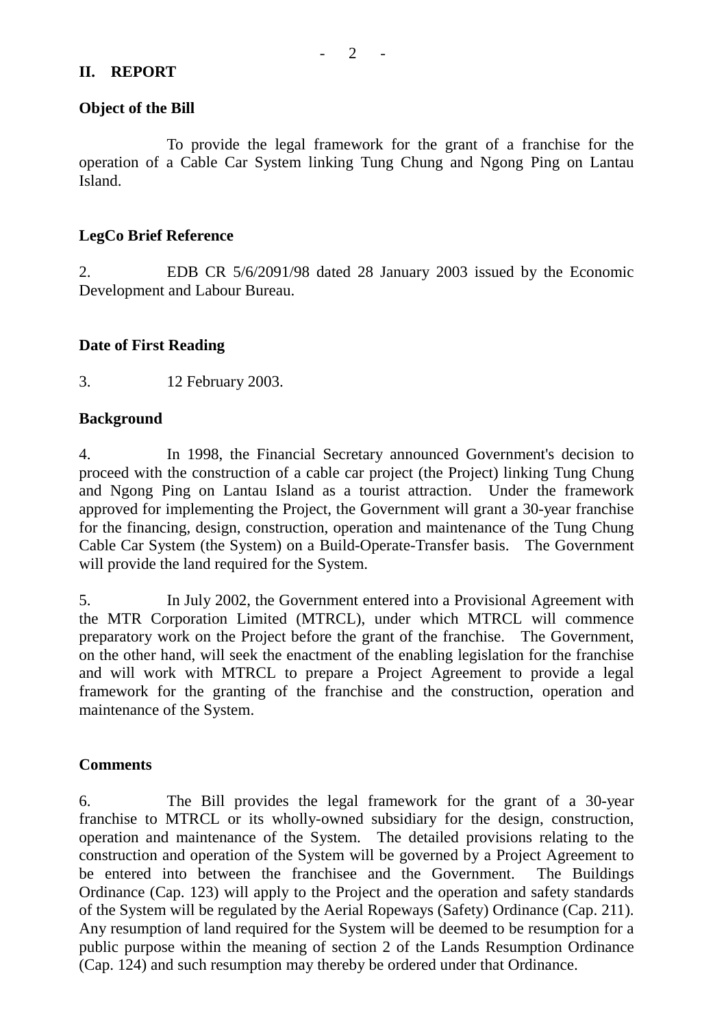## II. REPORT

### Object of the Bill

To provide the legal framework for the grant of a franchise for the operation of a Cable Car System linking Tung Chung and Ngong Ping on Lantau Island.

### LegCo Brief Reference

2. EDB CR 5/6/2091/98 dated 28 January 2003 issued by the Economic Development and Labour Bureau.

### Date of First Reading

3. 12 February 2003.

### Background

4. In 1998, the Financial Secretary announced Government's decision to proceed with the construction of a cable car project (the Project) linking Tung Chung and Ngong Ping on Lantau Island as a tourist attraction. Under the framework approved for implementing the Project, the Government will grant a 30-year franchise for the financing, design, construction, operation and maintenance of the Tung Chung Cable Car System (the System) on a Build-Operate-Transfer basis. The Government will provide the land required for the System.

5. In July 2002, the Government entered into a Provisional Agreement with the MTR Corporation Limited (MTRCL), under which MTRCL will commence preparatory work on the Project before the grant of the franchise. The Government, on the other hand, will seek the enactment of the enabling legislation for the franchise and will work with MTRCL to prepare a Project Agreement to provide a legal framework for the granting of the franchise and the construction, operation and maintenance of the System.

### Comments

6. The Bill provides the legal framework for the grant of a 30-year franchise to MTRCL or its wholly-owned subsidiary for the design, construction, operation and maintenance of the System. The detailed provisions relating to the construction and operation of the System will be governed by a Project Agreement to be entered into between the franchisee and the Government. The Buildings Ordinance (Cap. 123) will apply to the Project and the operation and safety standards of the System will be regulated by the Aerial Ropeways (Safety) Ordinance (Cap. 211). Any resumption of land required for the System will be deemed to be resumption for a public purpose within the meaning of section 2 of the Lands Resumption Ordinance (Cap. 124) and such resumption may thereby be ordered under that Ordinance.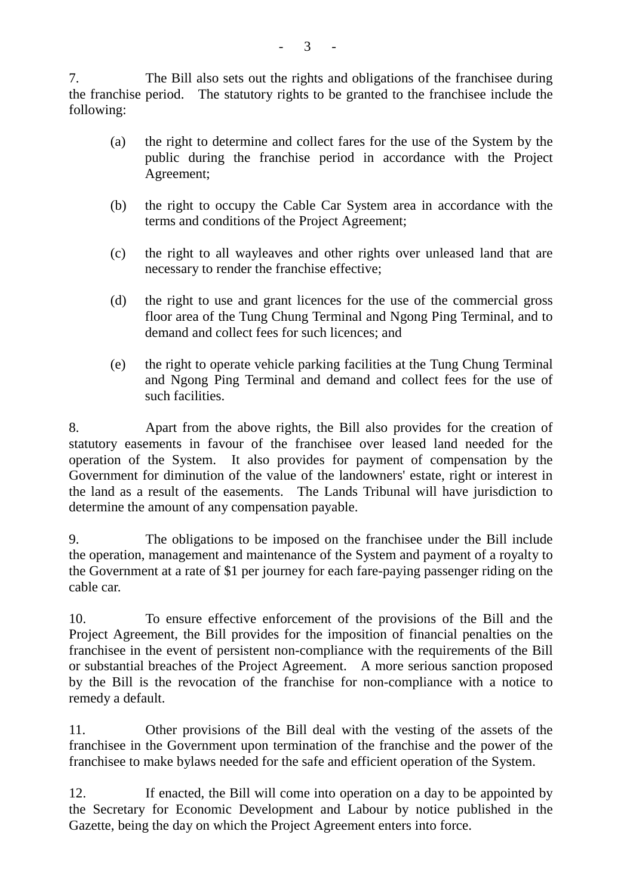7. The Bill also sets out the rights and obligations of the franchisee during the franchise period. The statutory rights to be granted to the franchisee include the following:

(a) the right to determine and collect fares for the use of the System by the public during the franchise period in accordance with the Project Agreement;

(b) the right to occupy the Cable Car System area in accordance with the terms and conditions of the Project Agreement;

(c) the right to all wayleaves and other rights over unleased land that are necessary to render the franchise effective;

(d) the right to use and grant licences for the use of the commercial gross floor area of the Tung Chung Terminal and Ngong Ping Terminal, and to demand and collect fees for such licences; and

(e) the right to operate vehicle parking facilities at the Tung Chung Terminal and Ngong Ping Terminal and demand and collect fees for the use of such facilities.

8. Apart from the above rights, the Bill also provides for the creation of statutory easements in favour of the franchisee over leased land needed for the operation of the System. It also provides for payment of compensation by the Government for diminution of the value of the landowners' estate, right or interest in the land as a result of the easements. The Lands Tribunal will have jurisdiction to determine the amount of any compensation payable.

9. The obligations to be imposed on the franchisee under the Bill include the operation, management and maintenance of the System and payment of a royalty to the Government at a rate of $1 per journey for each fare-paying passenger riding on the cable car.

10. To ensure effective enforcement of the provisions of the Bill and the Project Agreement, the Bill provides for the imposition of financial penalties on the franchisee in the event of persistent non-compliance with the requirements of the Bill or substantial breaches of the Project Agreement. A more serious sanction proposed by the Bill is the revocation of the franchise for non-compliance with a notice to remedy a default.

11. Other provisions of the Bill deal with the vesting of the assets of the franchisee in the Government upon termination of the franchise and the power of the franchisee to make bylaws needed for the safe and efficient operation of the System.

12. If enacted, the Bill will come into operation on a day to be appointed by the Secretary for Economic Development and Labour by notice published in the Gazette, being the day on which the Project Agreement enters into force.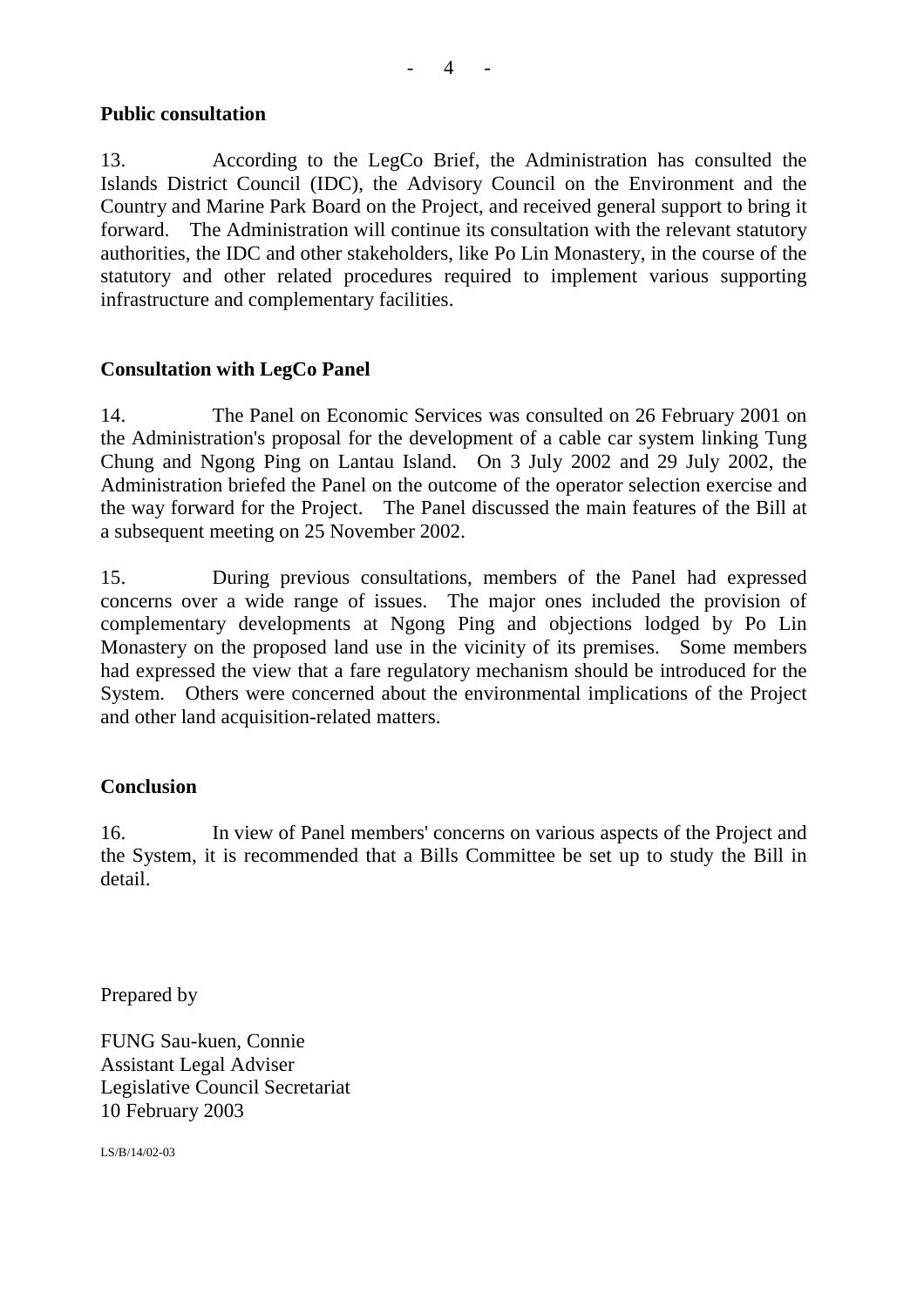## Public consultation

13. According to the LegCo Brief, the Administration has consulted the Islands District Council (IDC), the Advisory Council on the Environment and the Country and Marine Park Board on the Project, and received general support to bring it forward. The Administration will continue its consultation with the relevant statutory authorities, the IDC and other stakeholders, like Po Lin Monastery, in the course of the statutory and other related procedures required to implement various supporting infrastructure and complementary facilities.

## Consultation with LegCo Panel

14. The Panel on Economic Services was consulted on 26 February 2001 on the Administration's proposal for the development of a cable car system linking Tung Chung and Ngong Ping on Lantau Island. On 3 July 2002 and 29 July 2002, the Administration briefed the Panel on the outcome of the operator selection exercise and the way forward for the Project. The Panel discussed the main features of the Bill at a subsequent meeting on 25 November 2002.

15. During previous consultations, members of the Panel had expressed concerns over a wide range of issues. The major ones included the provision of complementary developments at Ngong Ping and objections lodged by Po Lin Monastery on the proposed land use in the vicinity of its premises. Some members had expressed the view that a fare regulatory mechanism should be introduced for the System. Others were concerned about the environmental implications of the Project and other land acquisition-related matters.

## Conclusion

16. In view of Panel members' concerns on various aspects of the Project and the System, it is recommended that a Bills Committee be set up to study the Bill in detail.

Prepared by

FUNG Sau-kuen, Connie
Assistant Legal Adviser
Legislative Council Secretariat
10 February 2003

LS/B/14/02-03